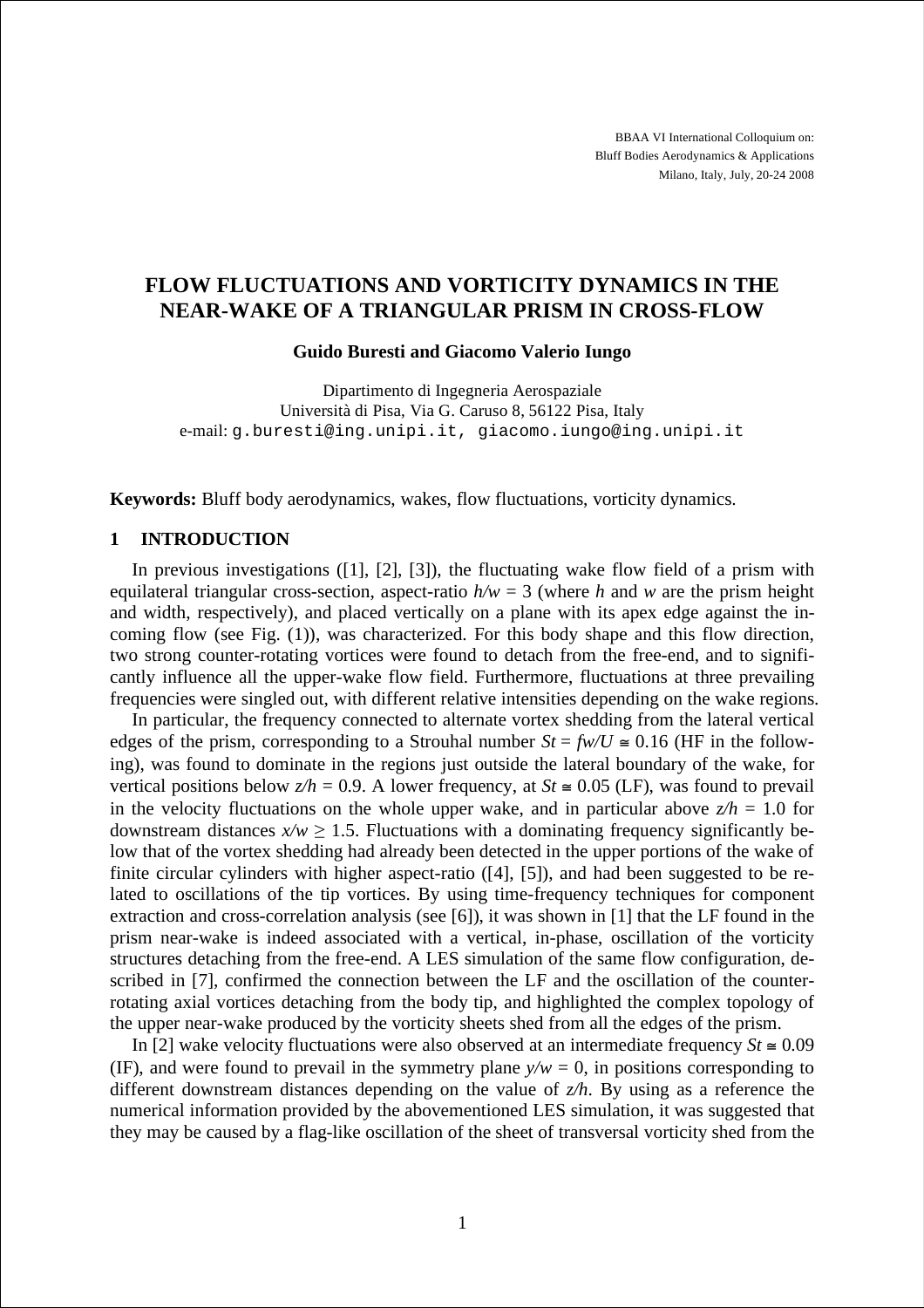BBAA VI International Colloquium on:
Bluff Bodies Aerodynamics & Applications
Milano, Italy, July, 20-24 2008

# FLOW FLUCTUATIONS AND VORTICITY DYNAMICS IN THE NEAR-WAKE OF A TRIANGULAR PRISM IN CROSS-FLOW

**Guido Buresti and Giacomo Valerio Iungo**

Dipartimento di Ingegneria Aerospaziale
Università di Pisa, Via G. Caruso 8, 56122 Pisa, Italy
e-mail: g.buresti@ing.unipi.it, giacomo.iungo@ing.unipi.it

**Keywords:** Bluff body aerodynamics, wakes, flow fluctuations, vorticity dynamics.

## 1 INTRODUCTION

In previous investigations ([1], [2], [3]), the fluctuating wake flow field of a prism with equilateral triangular cross-section, aspect-ratio $h/w = 3$ (where $h$ and $w$ are the prism height and width, respectively), and placed vertically on a plane with its apex edge against the incoming flow (see Fig. (1)), was characterized. For this body shape and this flow direction, two strong counter-rotating vortices were found to detach from the free-end, and to significantly influence all the upper-wake flow field. Furthermore, fluctuations at three prevailing frequencies were singled out, with different relative intensities depending on the wake regions.

In particular, the frequency connected to alternate vortex shedding from the lateral vertical edges of the prism, corresponding to a Strouhal number $St = fw/U \cong 0.16$ (HF in the following), was found to dominate in the regions just outside the lateral boundary of the wake, for vertical positions below $z/h = 0.9$. A lower frequency, at $St \cong 0.05$ (LF), was found to prevail in the velocity fluctuations on the whole upper wake, and in particular above $z/h = 1.0$ for downstream distances $x/w \geq 1.5$. Fluctuations with a dominating frequency significantly below that of the vortex shedding had already been detected in the upper portions of the wake of finite circular cylinders with higher aspect-ratio ([4], [5]), and had been suggested to be related to oscillations of the tip vortices. By using time-frequency techniques for component extraction and cross-correlation analysis (see [6]), it was shown in [1] that the LF found in the prism near-wake is indeed associated with a vertical, in-phase, oscillation of the vorticity structures detaching from the free-end. A LES simulation of the same flow configuration, described in [7], confirmed the connection between the LF and the oscillation of the counter-rotating axial vortices detaching from the body tip, and highlighted the complex topology of the upper near-wake produced by the vorticity sheets shed from all the edges of the prism.

In [2] wake velocity fluctuations were also observed at an intermediate frequency $St \cong 0.09$ (IF), and were found to prevail in the symmetry plane $y/w = 0$, in positions corresponding to different downstream distances depending on the value of $z/h$. By using as a reference the numerical information provided by the abovementioned LES simulation, it was suggested that they may be caused by a flag-like oscillation of the sheet of transversal vorticity shed from the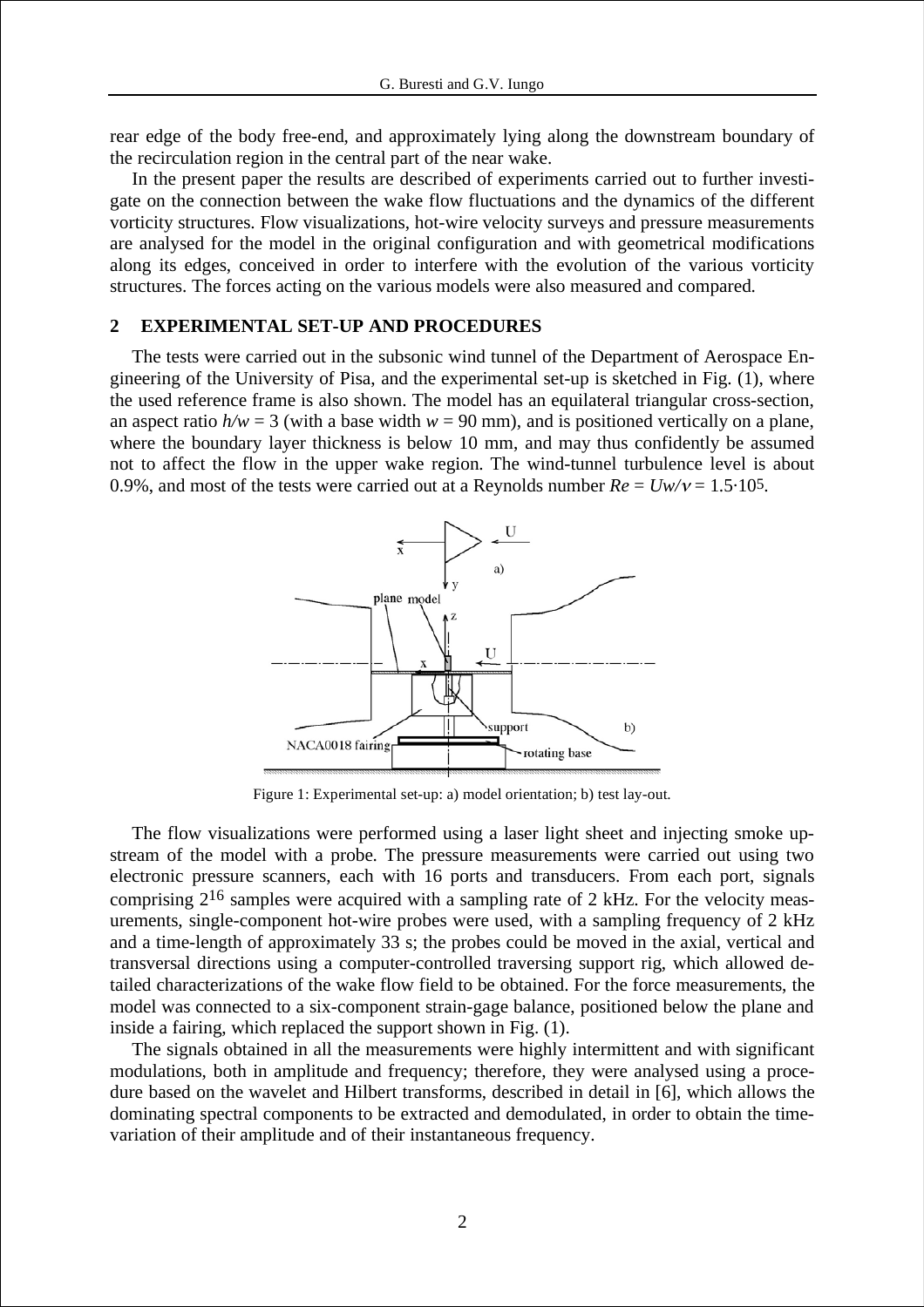rear edge of the body free-end, and approximately lying along the downstream boundary of the recirculation region in the central part of the near wake.

In the present paper the results are described of experiments carried out to further investigate on the connection between the wake flow fluctuations and the dynamics of the different vorticity structures. Flow visualizations, hot-wire velocity surveys and pressure measurements are analysed for the model in the original configuration and with geometrical modifications along its edges, conceived in order to interfere with the evolution of the various vorticity structures. The forces acting on the various models were also measured and compared.

## 2 EXPERIMENTAL SET-UP AND PROCEDURES

The tests were carried out in the subsonic wind tunnel of the Department of Aerospace Engineering of the University of Pisa, and the experimental set-up is sketched in Fig. (1), where the used reference frame is also shown. The model has an equilateral triangular cross-section, an aspect ratio $h/w = 3$ (with a base width $w = 90$ mm), and is positioned vertically on a plane, where the boundary layer thickness is below 10 mm, and may thus confidently be assumed not to affect the flow in the upper wake region. The wind-tunnel turbulence level is about 0.9%, and most of the tests were carried out at a Reynolds number $Re = Uw/\nu = 1.5 \cdot 10^5$.

Figure 1: Experimental set-up: a) model orientation; b) test lay-out.

The flow visualizations were performed using a laser light sheet and injecting smoke upstream of the model with a probe. The pressure measurements were carried out using two electronic pressure scanners, each with 16 ports and transducers. From each port, signals comprising $2^{16}$ samples were acquired with a sampling rate of 2 kHz. For the velocity measurements, single-component hot-wire probes were used, with a sampling frequency of 2 kHz and a time-length of approximately 33 s; the probes could be moved in the axial, vertical and transversal directions using a computer-controlled traversing support rig, which allowed detailed characterizations of the wake flow field to be obtained. For the force measurements, the model was connected to a six-component strain-gage balance, positioned below the plane and inside a fairing, which replaced the support shown in Fig. (1).

The signals obtained in all the measurements were highly intermittent and with significant modulations, both in amplitude and frequency; therefore, they were analysed using a procedure based on the wavelet and Hilbert transforms, described in detail in [6], which allows the dominating spectral components to be extracted and demodulated, in order to obtain the time-variation of their amplitude and of their instantaneous frequency.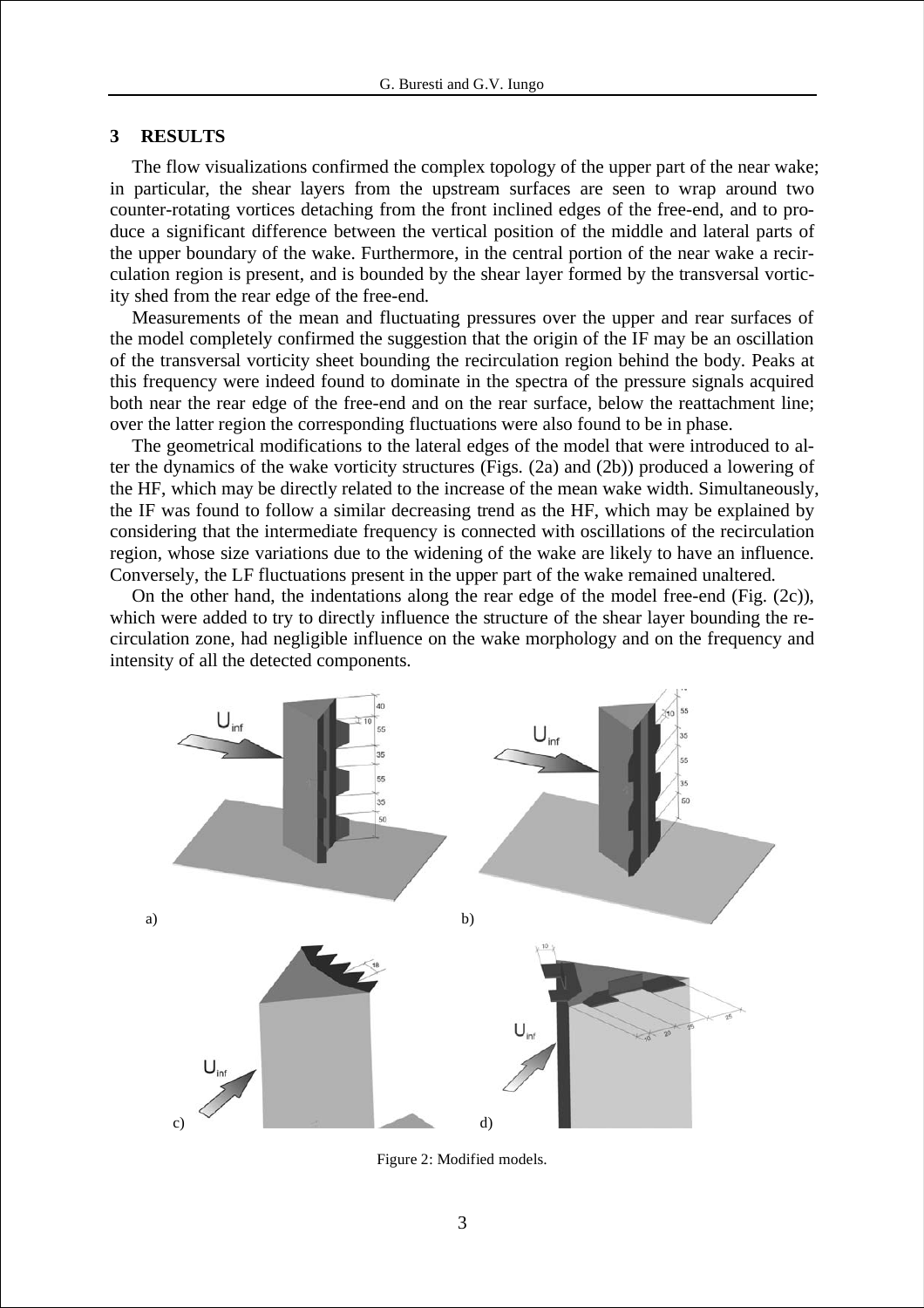## 3 RESULTS

The flow visualizations confirmed the complex topology of the upper part of the near wake; in particular, the shear layers from the upstream surfaces are seen to wrap around two counter-rotating vortices detaching from the front inclined edges of the free-end, and to produce a significant difference between the vertical position of the middle and lateral parts of the upper boundary of the wake. Furthermore, in the central portion of the near wake a recirculation region is present, and is bounded by the shear layer formed by the transversal vorticity shed from the rear edge of the free-end.

Measurements of the mean and fluctuating pressures over the upper and rear surfaces of the model completely confirmed the suggestion that the origin of the IF may be an oscillation of the transversal vorticity sheet bounding the recirculation region behind the body. Peaks at this frequency were indeed found to dominate in the spectra of the pressure signals acquired both near the rear edge of the free-end and on the rear surface, below the reattachment line; over the latter region the corresponding fluctuations were also found to be in phase.

The geometrical modifications to the lateral edges of the model that were introduced to alter the dynamics of the wake vorticity structures (Figs. (2a) and (2b)) produced a lowering of the HF, which may be directly related to the increase of the mean wake width. Simultaneously, the IF was found to follow a similar decreasing trend as the HF, which may be explained by considering that the intermediate frequency is connected with oscillations of the recirculation region, whose size variations due to the widening of the wake are likely to have an influence. Conversely, the LF fluctuations present in the upper part of the wake remained unaltered.

On the other hand, the indentations along the rear edge of the model free-end (Fig. (2c)), which were added to try to directly influence the structure of the shear layer bounding the recirculation zone, had negligible influence on the wake morphology and on the frequency and intensity of all the detected components.

Figure 2: Modified models.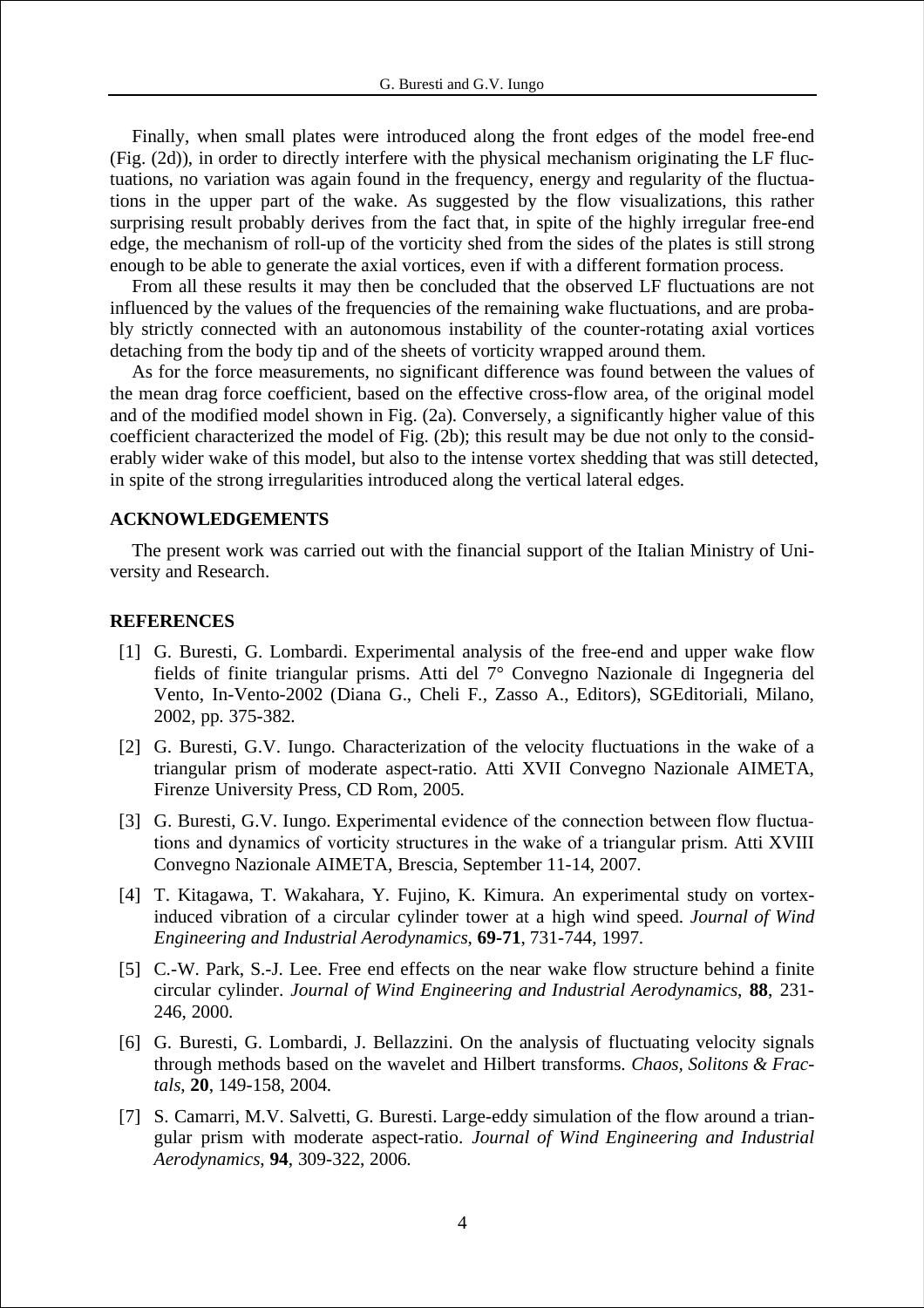Finally, when small plates were introduced along the front edges of the model free-end (Fig. (2d)), in order to directly interfere with the physical mechanism originating the LF fluctuations, no variation was again found in the frequency, energy and regularity of the fluctuations in the upper part of the wake. As suggested by the flow visualizations, this rather surprising result probably derives from the fact that, in spite of the highly irregular free-end edge, the mechanism of roll-up of the vorticity shed from the sides of the plates is still strong enough to be able to generate the axial vortices, even if with a different formation process.

From all these results it may then be concluded that the observed LF fluctuations are not influenced by the values of the frequencies of the remaining wake fluctuations, and are probably strictly connected with an autonomous instability of the counter-rotating axial vortices detaching from the body tip and of the sheets of vorticity wrapped around them.

As for the force measurements, no significant difference was found between the values of the mean drag force coefficient, based on the effective cross-flow area, of the original model and of the modified model shown in Fig. (2a). Conversely, a significantly higher value of this coefficient characterized the model of Fig. (2b); this result may be due not only to the considerably wider wake of this model, but also to the intense vortex shedding that was still detected, in spite of the strong irregularities introduced along the vertical lateral edges.

## ACKNOWLEDGEMENTS

The present work was carried out with the financial support of the Italian Ministry of University and Research.

## REFERENCES

[1] G. Buresti, G. Lombardi. Experimental analysis of the free-end and upper wake flow fields of finite triangular prisms. Atti del 7° Convegno Nazionale di Ingegneria del Vento, In-Vento-2002 (Diana G., Cheli F., Zasso A., Editors), SGEditoriali, Milano, 2002, pp. 375-382.

[2] G. Buresti, G.V. Iungo. Characterization of the velocity fluctuations in the wake of a triangular prism of moderate aspect-ratio. Atti XVII Convegno Nazionale AIMETA, Firenze University Press, CD Rom, 2005.

[3] G. Buresti, G.V. Iungo. Experimental evidence of the connection between flow fluctuations and dynamics of vorticity structures in the wake of a triangular prism. Atti XVIII Convegno Nazionale AIMETA, Brescia, September 11-14, 2007.

[4] T. Kitagawa, T. Wakahara, Y. Fujino, K. Kimura. An experimental study on vortex-induced vibration of a circular cylinder tower at a high wind speed. *Journal of Wind Engineering and Industrial Aerodynamics*, **69-71**, 731-744, 1997.

[5] C.-W. Park, S.-J. Lee. Free end effects on the near wake flow structure behind a finite circular cylinder. *Journal of Wind Engineering and Industrial Aerodynamics*, **88**, 231-246, 2000.

[6] G. Buresti, G. Lombardi, J. Bellazzini. On the analysis of fluctuating velocity signals through methods based on the wavelet and Hilbert transforms. *Chaos, Solitons & Fractals*, **20**, 149-158, 2004.

[7] S. Camarri, M.V. Salvetti, G. Buresti. Large-eddy simulation of the flow around a triangular prism with moderate aspect-ratio. *Journal of Wind Engineering and Industrial Aerodynamics*, **94**, 309-322, 2006.